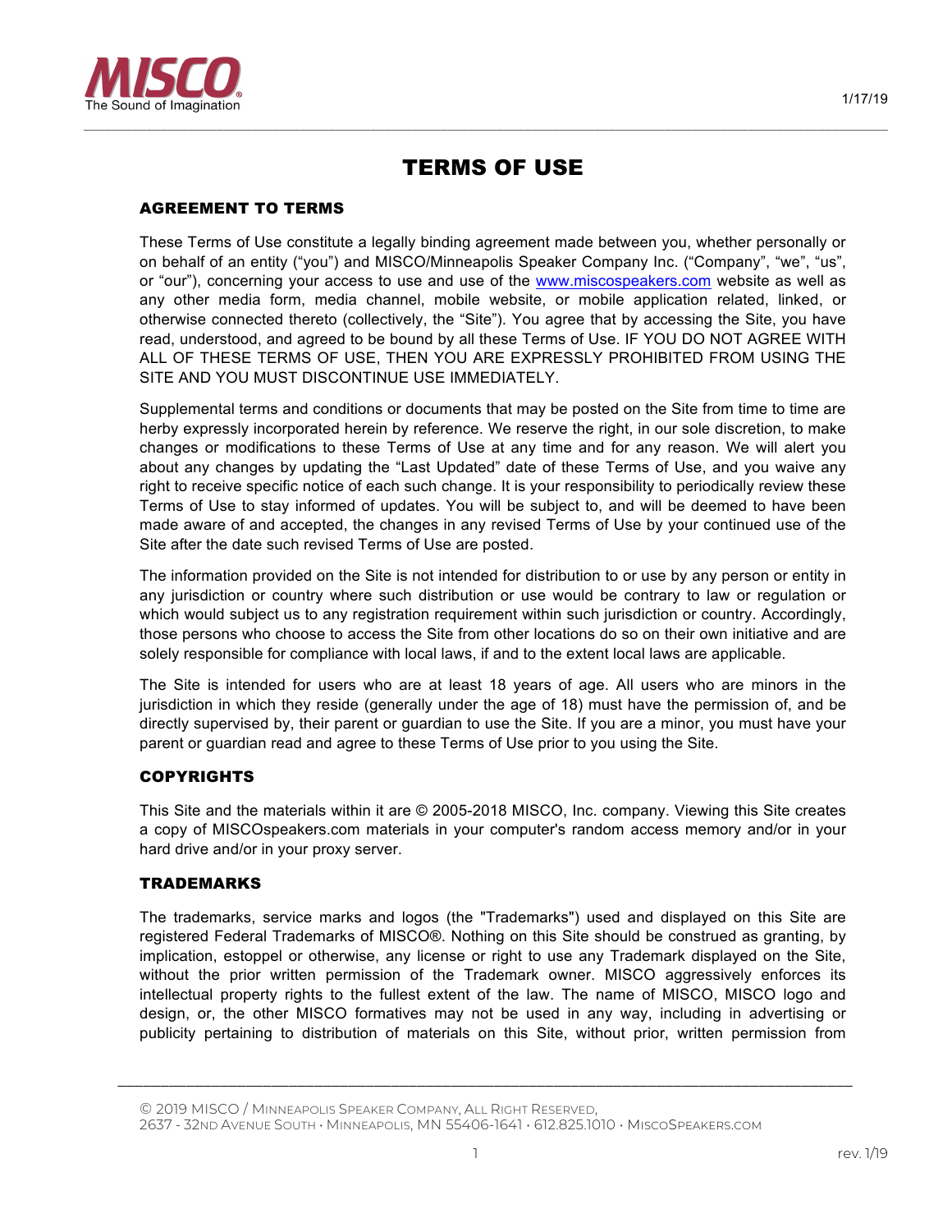# TERMS OF USE

## AGREEMENT TO TERMS

These Terms of Use constitute a legally binding agreement made between you, whether personally or on behalf of an entity ("you") and MISCO/Minneapolis Speaker Company Inc. ("Company", "we", "us", or "our"), concerning your access to use and use of the www.miscospeakers.com website as well as any other media form, media channel, mobile website, or mobile application related, linked, or otherwise connected thereto (collectively, the "Site"). You agree that by accessing the Site, you have read, understood, and agreed to be bound by all these Terms of Use. IF YOU DO NOT AGREE WITH ALL OF THESE TERMS OF USE, THEN YOU ARE EXPRESSLY PROHIBITED FROM USING THE SITE AND YOU MUST DISCONTINUE USE IMMEDIATELY.

Supplemental terms and conditions or documents that may be posted on the Site from time to time are herby expressly incorporated herein by reference. We reserve the right, in our sole discretion, to make changes or modifications to these Terms of Use at any time and for any reason. We will alert you about any changes by updating the "Last Updated" date of these Terms of Use, and you waive any right to receive specific notice of each such change. It is your responsibility to periodically review these Terms of Use to stay informed of updates. You will be subject to, and will be deemed to have been made aware of and accepted, the changes in any revised Terms of Use by your continued use of the Site after the date such revised Terms of Use are posted.

The information provided on the Site is not intended for distribution to or use by any person or entity in any jurisdiction or country where such distribution or use would be contrary to law or regulation or which would subject us to any registration requirement within such jurisdiction or country. Accordingly, those persons who choose to access the Site from other locations do so on their own initiative and are solely responsible for compliance with local laws, if and to the extent local laws are applicable.

The Site is intended for users who are at least 18 years of age. All users who are minors in the jurisdiction in which they reside (generally under the age of 18) must have the permission of, and be directly supervised by, their parent or guardian to use the Site. If you are a minor, you must have your parent or guardian read and agree to these Terms of Use prior to you using the Site.

## COPYRIGHTS

This Site and the materials within it are © 2005-2018 MISCO, Inc. company. Viewing this Site creates a copy of MISCOspeakers.com materials in your computer's random access memory and/or in your hard drive and/or in your proxy server.

## TRADEMARKS

The trademarks, service marks and logos (the "Trademarks") used and displayed on this Site are registered Federal Trademarks of MISCO®. Nothing on this Site should be construed as granting, by implication, estoppel or otherwise, any license or right to use any Trademark displayed on the Site, without the prior written permission of the Trademark owner. MISCO aggressively enforces its intellectual property rights to the fullest extent of the law. The name of MISCO, MISCO logo and design, or, the other MISCO formatives may not be used in any way, including in advertising or publicity pertaining to distribution of materials on this Site, without prior, written permission from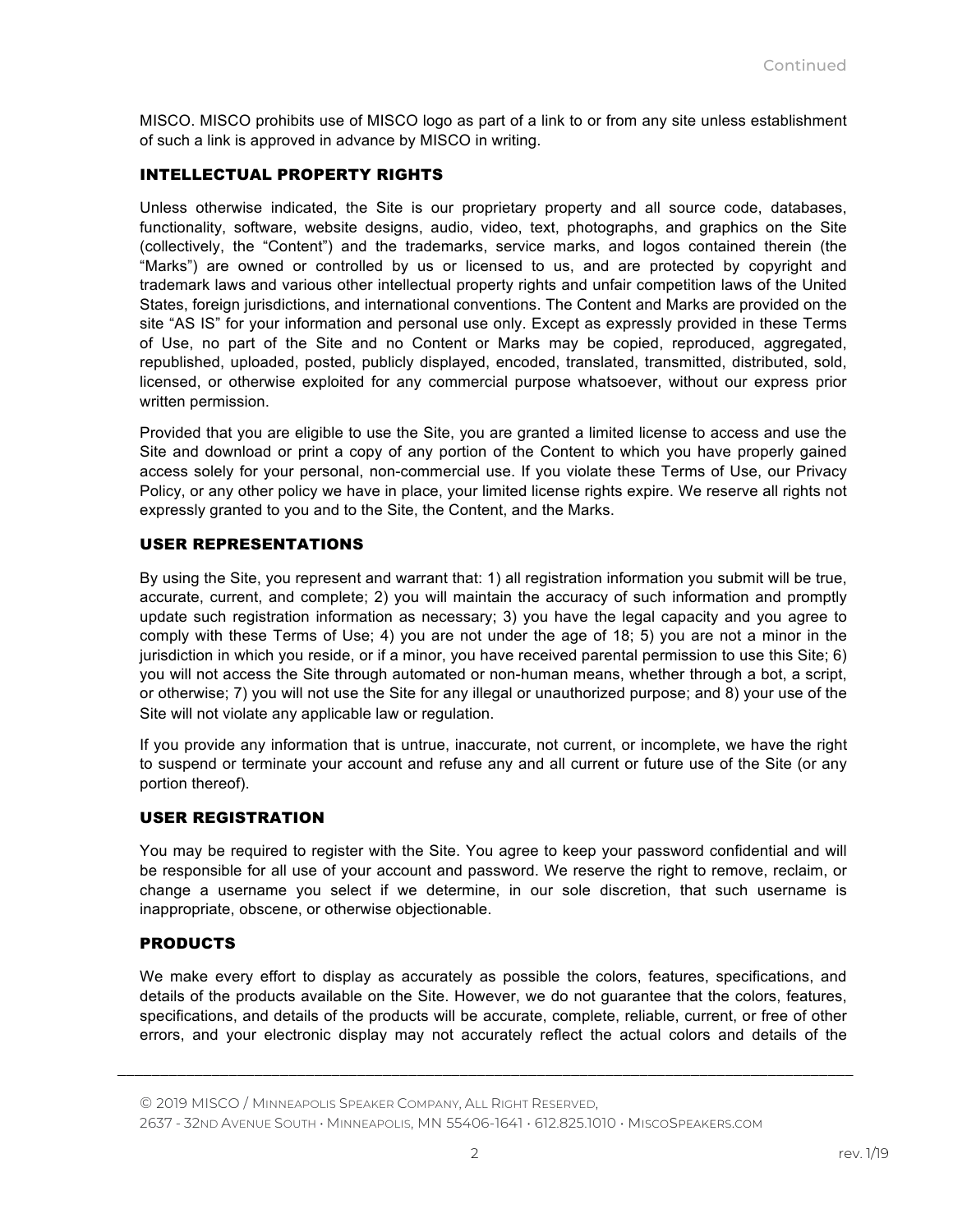MISCO. MISCO prohibits use of MISCO logo as part of a link to or from any site unless establishment of such a link is approved in advance by MISCO in writing.

## INTELLECTUAL PROPERTY RIGHTS

Unless otherwise indicated, the Site is our proprietary property and all source code, databases, functionality, software, website designs, audio, video, text, photographs, and graphics on the Site (collectively, the "Content") and the trademarks, service marks, and logos contained therein (the "Marks") are owned or controlled by us or licensed to us, and are protected by copyright and trademark laws and various other intellectual property rights and unfair competition laws of the United States, foreign jurisdictions, and international conventions. The Content and Marks are provided on the site "AS IS" for your information and personal use only. Except as expressly provided in these Terms of Use, no part of the Site and no Content or Marks may be copied, reproduced, aggregated, republished, uploaded, posted, publicly displayed, encoded, translated, transmitted, distributed, sold, licensed, or otherwise exploited for any commercial purpose whatsoever, without our express prior written permission.

Provided that you are eligible to use the Site, you are granted a limited license to access and use the Site and download or print a copy of any portion of the Content to which you have properly gained access solely for your personal, non-commercial use. If you violate these Terms of Use, our Privacy Policy, or any other policy we have in place, your limited license rights expire. We reserve all rights not expressly granted to you and to the Site, the Content, and the Marks.

## USER REPRESENTATIONS

By using the Site, you represent and warrant that: 1) all registration information you submit will be true, accurate, current, and complete; 2) you will maintain the accuracy of such information and promptly update such registration information as necessary; 3) you have the legal capacity and you agree to comply with these Terms of Use; 4) you are not under the age of 18; 5) you are not a minor in the jurisdiction in which you reside, or if a minor, you have received parental permission to use this Site; 6) you will not access the Site through automated or non-human means, whether through a bot, a script, or otherwise; 7) you will not use the Site for any illegal or unauthorized purpose; and 8) your use of the Site will not violate any applicable law or regulation.

If you provide any information that is untrue, inaccurate, not current, or incomplete, we have the right to suspend or terminate your account and refuse any and all current or future use of the Site (or any portion thereof).

## USER REGISTRATION

You may be required to register with the Site. You agree to keep your password confidential and will be responsible for all use of your account and password. We reserve the right to remove, reclaim, or change a username you select if we determine, in our sole discretion, that such username is inappropriate, obscene, or otherwise objectionable.

## PRODUCTS

We make every effort to display as accurately as possible the colors, features, specifications, and details of the products available on the Site. However, we do not guarantee that the colors, features, specifications, and details of the products will be accurate, complete, reliable, current, or free of other errors, and your electronic display may not accurately reflect the actual colors and details of the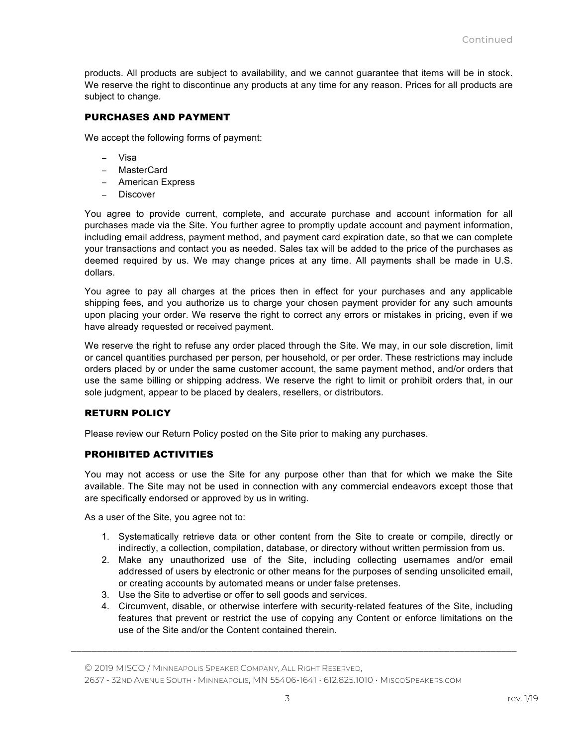products. All products are subject to availability, and we cannot guarantee that items will be in stock. We reserve the right to discontinue any products at any time for any reason. Prices for all products are subject to change.

## PURCHASES AND PAYMENT

We accept the following forms of payment:

- Visa
- MasterCard
- American Express
- Discover

You agree to provide current, complete, and accurate purchase and account information for all purchases made via the Site. You further agree to promptly update account and payment information, including email address, payment method, and payment card expiration date, so that we can complete your transactions and contact you as needed. Sales tax will be added to the price of the purchases as deemed required by us. We may change prices at any time. All payments shall be made in U.S. dollars.

You agree to pay all charges at the prices then in effect for your purchases and any applicable shipping fees, and you authorize us to charge your chosen payment provider for any such amounts upon placing your order. We reserve the right to correct any errors or mistakes in pricing, even if we have already requested or received payment.

We reserve the right to refuse any order placed through the Site. We may, in our sole discretion, limit or cancel quantities purchased per person, per household, or per order. These restrictions may include orders placed by or under the same customer account, the same payment method, and/or orders that use the same billing or shipping address. We reserve the right to limit or prohibit orders that, in our sole judgment, appear to be placed by dealers, resellers, or distributors.

## RETURN POLICY

Please review our Return Policy posted on the Site prior to making any purchases.

## PROHIBITED ACTIVITIES

You may not access or use the Site for any purpose other than that for which we make the Site available. The Site may not be used in connection with any commercial endeavors except those that are specifically endorsed or approved by us in writing.

As a user of the Site, you agree not to:

1. Systematically retrieve data or other content from the Site to create or compile, directly or indirectly, a collection, compilation, database, or directory without written permission from us.
2. Make any unauthorized use of the Site, including collecting usernames and/or email addressed of users by electronic or other means for the purposes of sending unsolicited email, or creating accounts by automated means or under false pretenses.
3. Use the Site to advertise or offer to sell goods and services.
4. Circumvent, disable, or otherwise interfere with security-related features of the Site, including features that prevent or restrict the use of copying any Content or enforce limitations on the use of the Site and/or the Content contained therein.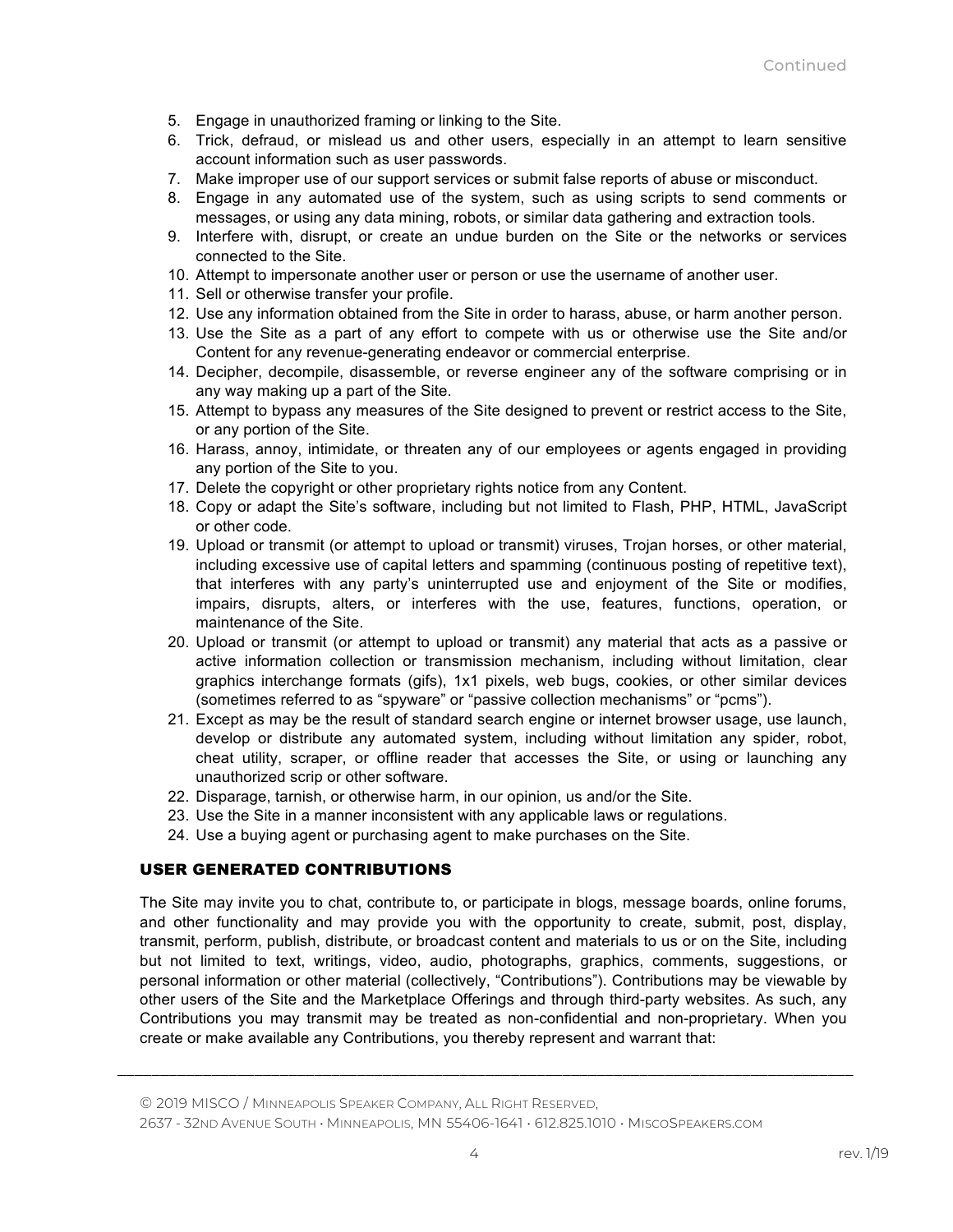5. Engage in unauthorized framing or linking to the Site.
6. Trick, defraud, or mislead us and other users, especially in an attempt to learn sensitive account information such as user passwords.
7. Make improper use of our support services or submit false reports of abuse or misconduct.
8. Engage in any automated use of the system, such as using scripts to send comments or messages, or using any data mining, robots, or similar data gathering and extraction tools.
9. Interfere with, disrupt, or create an undue burden on the Site or the networks or services connected to the Site.
10. Attempt to impersonate another user or person or use the username of another user.
11. Sell or otherwise transfer your profile.
12. Use any information obtained from the Site in order to harass, abuse, or harm another person.
13. Use the Site as a part of any effort to compete with us or otherwise use the Site and/or Content for any revenue-generating endeavor or commercial enterprise.
14. Decipher, decompile, disassemble, or reverse engineer any of the software comprising or in any way making up a part of the Site.
15. Attempt to bypass any measures of the Site designed to prevent or restrict access to the Site, or any portion of the Site.
16. Harass, annoy, intimidate, or threaten any of our employees or agents engaged in providing any portion of the Site to you.
17. Delete the copyright or other proprietary rights notice from any Content.
18. Copy or adapt the Site's software, including but not limited to Flash, PHP, HTML, JavaScript or other code.
19. Upload or transmit (or attempt to upload or transmit) viruses, Trojan horses, or other material, including excessive use of capital letters and spamming (continuous posting of repetitive text), that interferes with any party's uninterrupted use and enjoyment of the Site or modifies, impairs, disrupts, alters, or interferes with the use, features, functions, operation, or maintenance of the Site.
20. Upload or transmit (or attempt to upload or transmit) any material that acts as a passive or active information collection or transmission mechanism, including without limitation, clear graphics interchange formats (gifs), 1x1 pixels, web bugs, cookies, or other similar devices (sometimes referred to as "spyware" or "passive collection mechanisms" or "pcms").
21. Except as may be the result of standard search engine or internet browser usage, use launch, develop or distribute any automated system, including without limitation any spider, robot, cheat utility, scraper, or offline reader that accesses the Site, or using or launching any unauthorized scrip or other software.
22. Disparage, tarnish, or otherwise harm, in our opinion, us and/or the Site.
23. Use the Site in a manner inconsistent with any applicable laws or regulations.
24. Use a buying agent or purchasing agent to make purchases on the Site.

## USER GENERATED CONTRIBUTIONS

The Site may invite you to chat, contribute to, or participate in blogs, message boards, online forums, and other functionality and may provide you with the opportunity to create, submit, post, display, transmit, perform, publish, distribute, or broadcast content and materials to us or on the Site, including but not limited to text, writings, video, audio, photographs, graphics, comments, suggestions, or personal information or other material (collectively, "Contributions"). Contributions may be viewable by other users of the Site and the Marketplace Offerings and through third-party websites. As such, any Contributions you may transmit may be treated as non-confidential and non-proprietary. When you create or make available any Contributions, you thereby represent and warrant that: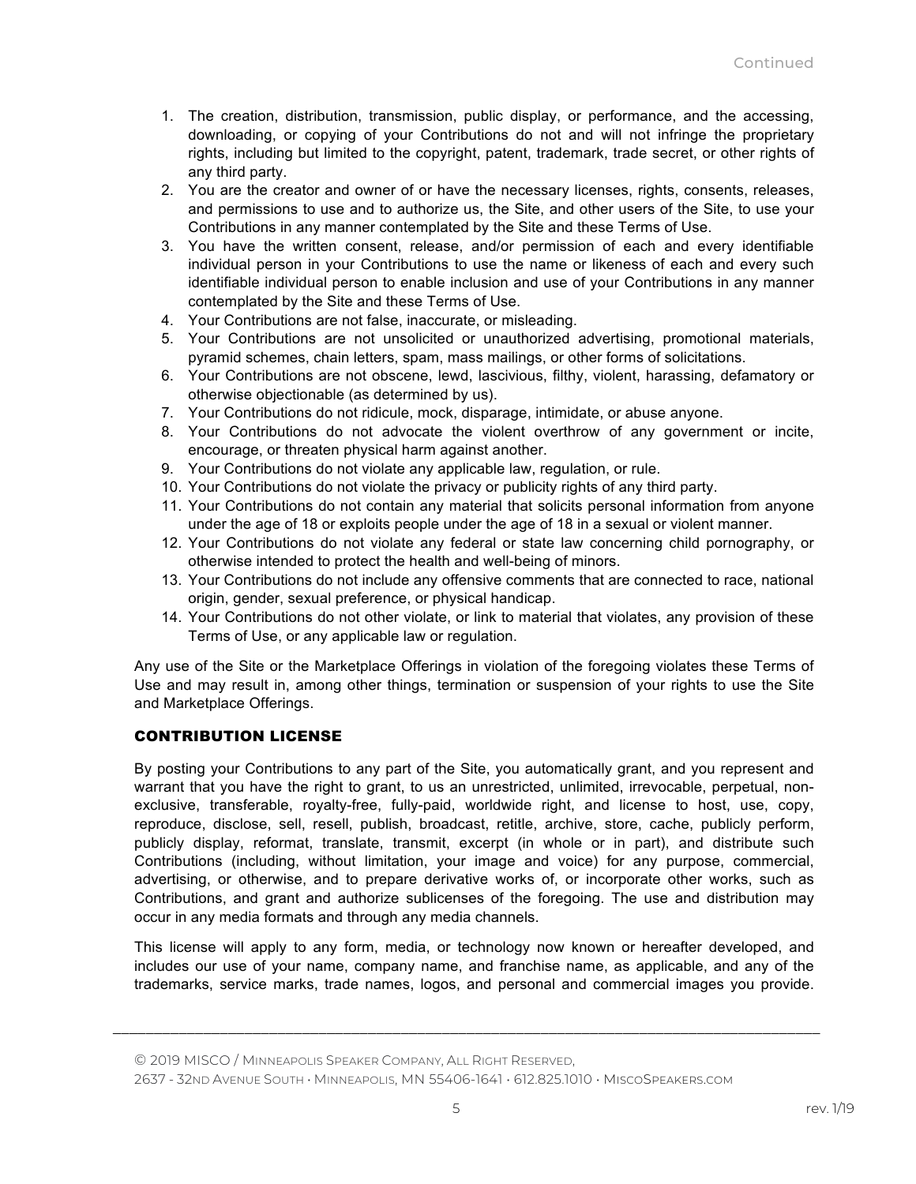1. The creation, distribution, transmission, public display, or performance, and the accessing, downloading, or copying of your Contributions do not and will not infringe the proprietary rights, including but limited to the copyright, patent, trademark, trade secret, or other rights of any third party.
2. You are the creator and owner of or have the necessary licenses, rights, consents, releases, and permissions to use and to authorize us, the Site, and other users of the Site, to use your Contributions in any manner contemplated by the Site and these Terms of Use.
3. You have the written consent, release, and/or permission of each and every identifiable individual person in your Contributions to use the name or likeness of each and every such identifiable individual person to enable inclusion and use of your Contributions in any manner contemplated by the Site and these Terms of Use.
4. Your Contributions are not false, inaccurate, or misleading.
5. Your Contributions are not unsolicited or unauthorized advertising, promotional materials, pyramid schemes, chain letters, spam, mass mailings, or other forms of solicitations.
6. Your Contributions are not obscene, lewd, lascivious, filthy, violent, harassing, defamatory or otherwise objectionable (as determined by us).
7. Your Contributions do not ridicule, mock, disparage, intimidate, or abuse anyone.
8. Your Contributions do not advocate the violent overthrow of any government or incite, encourage, or threaten physical harm against another.
9. Your Contributions do not violate any applicable law, regulation, or rule.
10. Your Contributions do not violate the privacy or publicity rights of any third party.
11. Your Contributions do not contain any material that solicits personal information from anyone under the age of 18 or exploits people under the age of 18 in a sexual or violent manner.
12. Your Contributions do not violate any federal or state law concerning child pornography, or otherwise intended to protect the health and well-being of minors.
13. Your Contributions do not include any offensive comments that are connected to race, national origin, gender, sexual preference, or physical handicap.
14. Your Contributions do not other violate, or link to material that violates, any provision of these Terms of Use, or any applicable law or regulation.

Any use of the Site or the Marketplace Offerings in violation of the foregoing violates these Terms of Use and may result in, among other things, termination or suspension of your rights to use the Site and Marketplace Offerings.

## CONTRIBUTION LICENSE

By posting your Contributions to any part of the Site, you automatically grant, and you represent and warrant that you have the right to grant, to us an unrestricted, unlimited, irrevocable, perpetual, non-exclusive, transferable, royalty-free, fully-paid, worldwide right, and license to host, use, copy, reproduce, disclose, sell, resell, publish, broadcast, retitle, archive, store, cache, publicly perform, publicly display, reformat, translate, transmit, excerpt (in whole or in part), and distribute such Contributions (including, without limitation, your image and voice) for any purpose, commercial, advertising, or otherwise, and to prepare derivative works of, or incorporate other works, such as Contributions, and grant and authorize sublicenses of the foregoing. The use and distribution may occur in any media formats and through any media channels.

This license will apply to any form, media, or technology now known or hereafter developed, and includes our use of your name, company name, and franchise name, as applicable, and any of the trademarks, service marks, trade names, logos, and personal and commercial images you provide.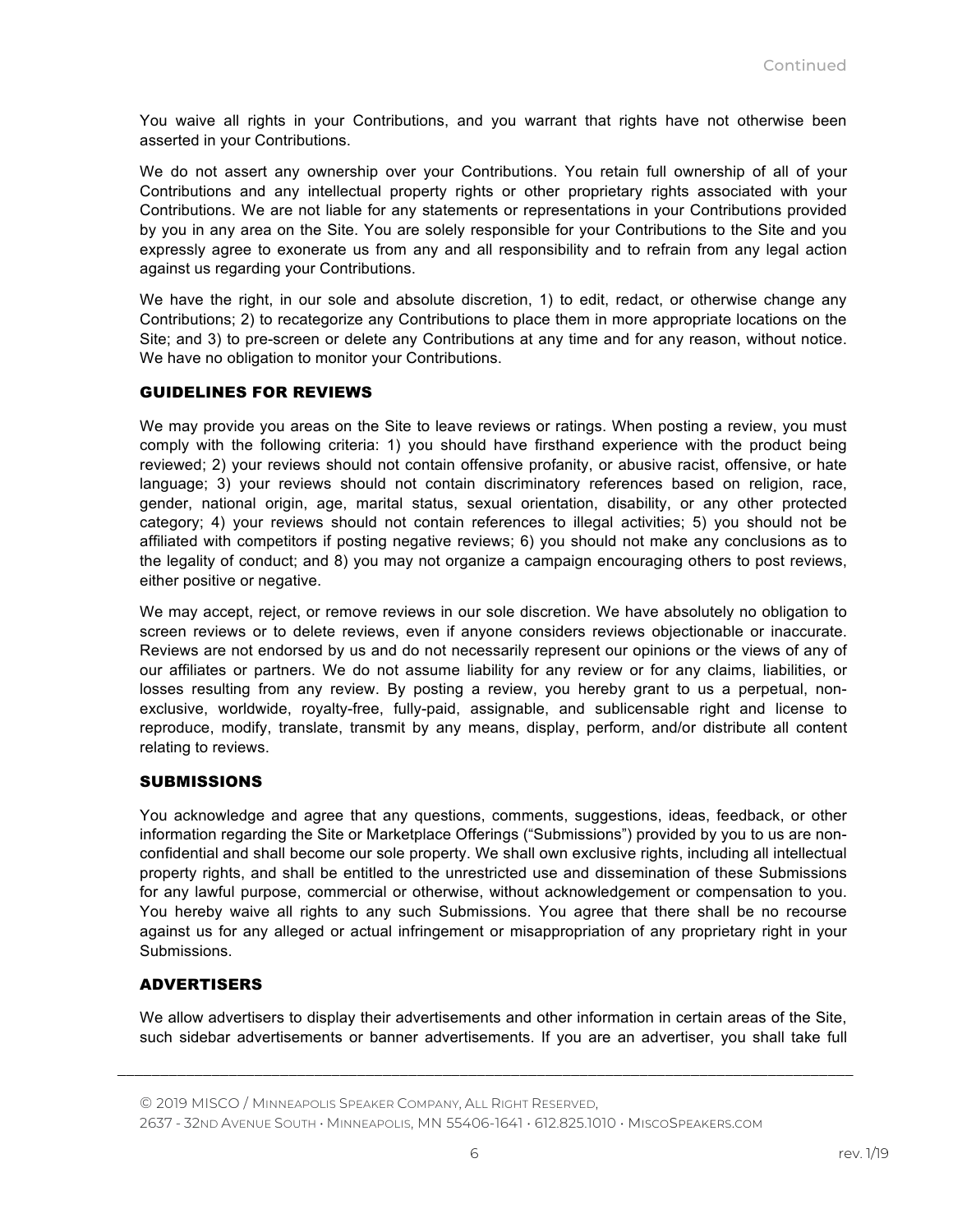You waive all rights in your Contributions, and you warrant that rights have not otherwise been asserted in your Contributions.

We do not assert any ownership over your Contributions. You retain full ownership of all of your Contributions and any intellectual property rights or other proprietary rights associated with your Contributions. We are not liable for any statements or representations in your Contributions provided by you in any area on the Site. You are solely responsible for your Contributions to the Site and you expressly agree to exonerate us from any and all responsibility and to refrain from any legal action against us regarding your Contributions.

We have the right, in our sole and absolute discretion, 1) to edit, redact, or otherwise change any Contributions; 2) to recategorize any Contributions to place them in more appropriate locations on the Site; and 3) to pre-screen or delete any Contributions at any time and for any reason, without notice. We have no obligation to monitor your Contributions.

## GUIDELINES FOR REVIEWS

We may provide you areas on the Site to leave reviews or ratings. When posting a review, you must comply with the following criteria: 1) you should have firsthand experience with the product being reviewed; 2) your reviews should not contain offensive profanity, or abusive racist, offensive, or hate language; 3) your reviews should not contain discriminatory references based on religion, race, gender, national origin, age, marital status, sexual orientation, disability, or any other protected category; 4) your reviews should not contain references to illegal activities; 5) you should not be affiliated with competitors if posting negative reviews; 6) you should not make any conclusions as to the legality of conduct; and 8) you may not organize a campaign encouraging others to post reviews, either positive or negative.

We may accept, reject, or remove reviews in our sole discretion. We have absolutely no obligation to screen reviews or to delete reviews, even if anyone considers reviews objectionable or inaccurate. Reviews are not endorsed by us and do not necessarily represent our opinions or the views of any of our affiliates or partners. We do not assume liability for any review or for any claims, liabilities, or losses resulting from any review. By posting a review, you hereby grant to us a perpetual, non-exclusive, worldwide, royalty-free, fully-paid, assignable, and sublicensable right and license to reproduce, modify, translate, transmit by any means, display, perform, and/or distribute all content relating to reviews.

## SUBMISSIONS

You acknowledge and agree that any questions, comments, suggestions, ideas, feedback, or other information regarding the Site or Marketplace Offerings ("Submissions") provided by you to us are non-confidential and shall become our sole property. We shall own exclusive rights, including all intellectual property rights, and shall be entitled to the unrestricted use and dissemination of these Submissions for any lawful purpose, commercial or otherwise, without acknowledgement or compensation to you. You hereby waive all rights to any such Submissions. You agree that there shall be no recourse against us for any alleged or actual infringement or misappropriation of any proprietary right in your Submissions.

## ADVERTISERS

We allow advertisers to display their advertisements and other information in certain areas of the Site, such sidebar advertisements or banner advertisements. If you are an advertiser, you shall take full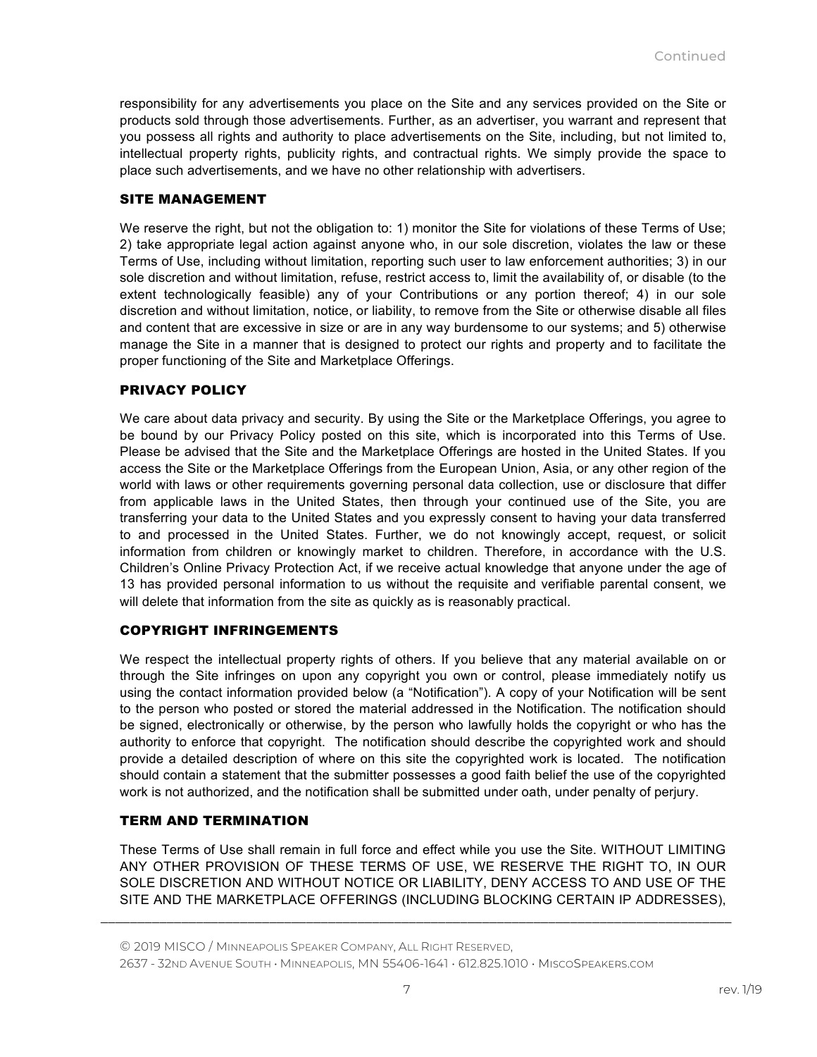responsibility for any advertisements you place on the Site and any services provided on the Site or products sold through those advertisements. Further, as an advertiser, you warrant and represent that you possess all rights and authority to place advertisements on the Site, including, but not limited to, intellectual property rights, publicity rights, and contractual rights. We simply provide the space to place such advertisements, and we have no other relationship with advertisers.

## SITE MANAGEMENT

We reserve the right, but not the obligation to: 1) monitor the Site for violations of these Terms of Use; 2) take appropriate legal action against anyone who, in our sole discretion, violates the law or these Terms of Use, including without limitation, reporting such user to law enforcement authorities; 3) in our sole discretion and without limitation, refuse, restrict access to, limit the availability of, or disable (to the extent technologically feasible) any of your Contributions or any portion thereof; 4) in our sole discretion and without limitation, notice, or liability, to remove from the Site or otherwise disable all files and content that are excessive in size or are in any way burdensome to our systems; and 5) otherwise manage the Site in a manner that is designed to protect our rights and property and to facilitate the proper functioning of the Site and Marketplace Offerings.

## PRIVACY POLICY

We care about data privacy and security. By using the Site or the Marketplace Offerings, you agree to be bound by our Privacy Policy posted on this site, which is incorporated into this Terms of Use. Please be advised that the Site and the Marketplace Offerings are hosted in the United States. If you access the Site or the Marketplace Offerings from the European Union, Asia, or any other region of the world with laws or other requirements governing personal data collection, use or disclosure that differ from applicable laws in the United States, then through your continued use of the Site, you are transferring your data to the United States and you expressly consent to having your data transferred to and processed in the United States. Further, we do not knowingly accept, request, or solicit information from children or knowingly market to children. Therefore, in accordance with the U.S. Children's Online Privacy Protection Act, if we receive actual knowledge that anyone under the age of 13 has provided personal information to us without the requisite and verifiable parental consent, we will delete that information from the site as quickly as is reasonably practical.

## COPYRIGHT INFRINGEMENTS

We respect the intellectual property rights of others. If you believe that any material available on or through the Site infringes on upon any copyright you own or control, please immediately notify us using the contact information provided below (a "Notification"). A copy of your Notification will be sent to the person who posted or stored the material addressed in the Notification. The notification should be signed, electronically or otherwise, by the person who lawfully holds the copyright or who has the authority to enforce that copyright. The notification should describe the copyrighted work and should provide a detailed description of where on this site the copyrighted work is located. The notification should contain a statement that the submitter possesses a good faith belief the use of the copyrighted work is not authorized, and the notification shall be submitted under oath, under penalty of perjury.

## TERM AND TERMINATION

These Terms of Use shall remain in full force and effect while you use the Site. WITHOUT LIMITING ANY OTHER PROVISION OF THESE TERMS OF USE, WE RESERVE THE RIGHT TO, IN OUR SOLE DISCRETION AND WITHOUT NOTICE OR LIABILITY, DENY ACCESS TO AND USE OF THE SITE AND THE MARKETPLACE OFFERINGS (INCLUDING BLOCKING CERTAIN IP ADDRESSES),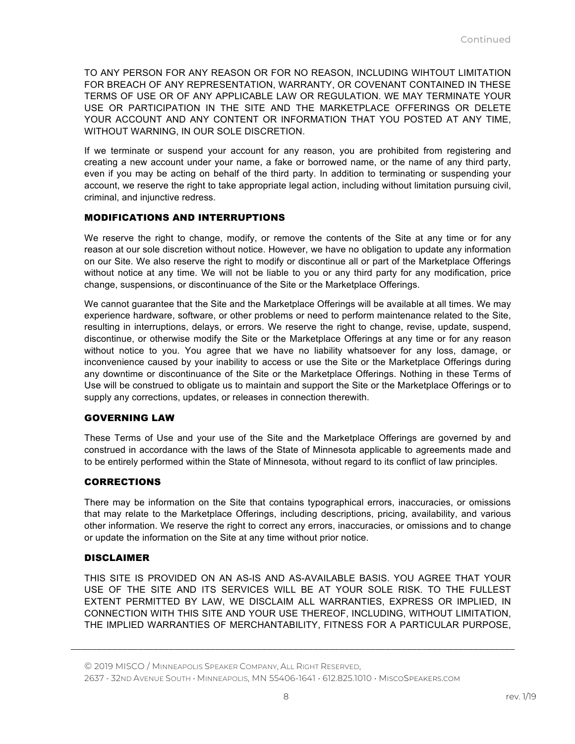TO ANY PERSON FOR ANY REASON OR FOR NO REASON, INCLUDING WIHTOUT LIMITATION FOR BREACH OF ANY REPRESENTATION, WARRANTY, OR COVENANT CONTAINED IN THESE TERMS OF USE OR OF ANY APPLICABLE LAW OR REGULATION. WE MAY TERMINATE YOUR USE OR PARTICIPATION IN THE SITE AND THE MARKETPLACE OFFERINGS OR DELETE YOUR ACCOUNT AND ANY CONTENT OR INFORMATION THAT YOU POSTED AT ANY TIME, WITHOUT WARNING, IN OUR SOLE DISCRETION.

If we terminate or suspend your account for any reason, you are prohibited from registering and creating a new account under your name, a fake or borrowed name, or the name of any third party, even if you may be acting on behalf of the third party. In addition to terminating or suspending your account, we reserve the right to take appropriate legal action, including without limitation pursuing civil, criminal, and injunctive redress.

## MODIFICATIONS AND INTERRUPTIONS

We reserve the right to change, modify, or remove the contents of the Site at any time or for any reason at our sole discretion without notice. However, we have no obligation to update any information on our Site. We also reserve the right to modify or discontinue all or part of the Marketplace Offerings without notice at any time. We will not be liable to you or any third party for any modification, price change, suspensions, or discontinuance of the Site or the Marketplace Offerings.

We cannot guarantee that the Site and the Marketplace Offerings will be available at all times. We may experience hardware, software, or other problems or need to perform maintenance related to the Site, resulting in interruptions, delays, or errors. We reserve the right to change, revise, update, suspend, discontinue, or otherwise modify the Site or the Marketplace Offerings at any time or for any reason without notice to you. You agree that we have no liability whatsoever for any loss, damage, or inconvenience caused by your inability to access or use the Site or the Marketplace Offerings during any downtime or discontinuance of the Site or the Marketplace Offerings. Nothing in these Terms of Use will be construed to obligate us to maintain and support the Site or the Marketplace Offerings or to supply any corrections, updates, or releases in connection therewith.

## GOVERNING LAW

These Terms of Use and your use of the Site and the Marketplace Offerings are governed by and construed in accordance with the laws of the State of Minnesota applicable to agreements made and to be entirely performed within the State of Minnesota, without regard to its conflict of law principles.

## CORRECTIONS

There may be information on the Site that contains typographical errors, inaccuracies, or omissions that may relate to the Marketplace Offerings, including descriptions, pricing, availability, and various other information. We reserve the right to correct any errors, inaccuracies, or omissions and to change or update the information on the Site at any time without prior notice.

## DISCLAIMER

THIS SITE IS PROVIDED ON AN AS-IS AND AS-AVAILABLE BASIS. YOU AGREE THAT YOUR USE OF THE SITE AND ITS SERVICES WILL BE AT YOUR SOLE RISK. TO THE FULLEST EXTENT PERMITTED BY LAW, WE DISCLAIM ALL WARRANTIES, EXPRESS OR IMPLIED, IN CONNECTION WITH THIS SITE AND YOUR USE THEREOF, INCLUDING, WITHOUT LIMITATION, THE IMPLIED WARRANTIES OF MERCHANTABILITY, FITNESS FOR A PARTICULAR PURPOSE,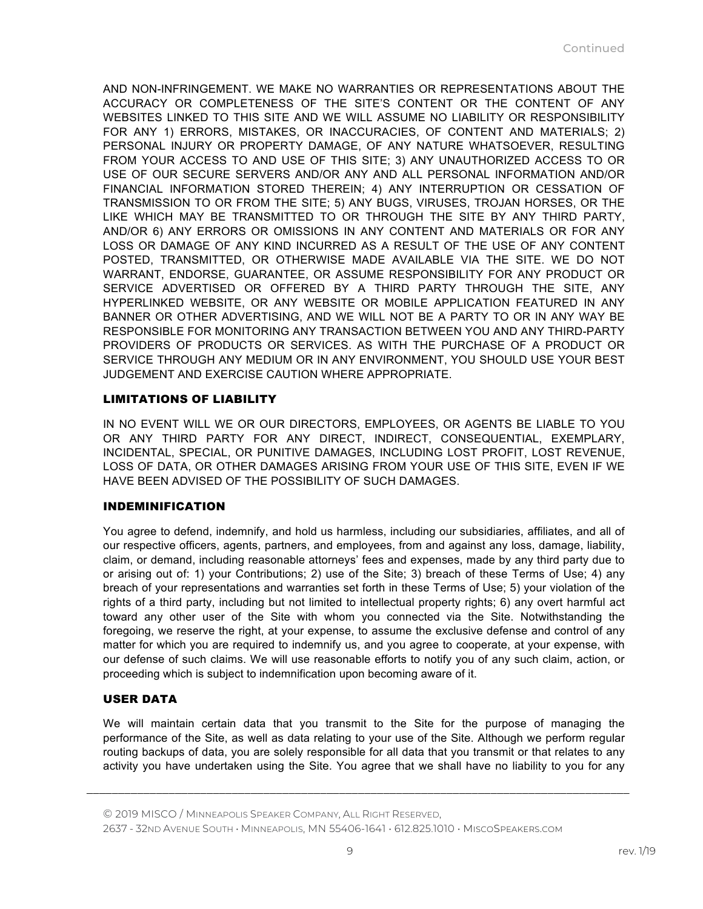AND NON-INFRINGEMENT. WE MAKE NO WARRANTIES OR REPRESENTATIONS ABOUT THE ACCURACY OR COMPLETENESS OF THE SITE'S CONTENT OR THE CONTENT OF ANY WEBSITES LINKED TO THIS SITE AND WE WILL ASSUME NO LIABILITY OR RESPONSIBILITY FOR ANY 1) ERRORS, MISTAKES, OR INACCURACIES, OF CONTENT AND MATERIALS; 2) PERSONAL INJURY OR PROPERTY DAMAGE, OF ANY NATURE WHATSOEVER, RESULTING FROM YOUR ACCESS TO AND USE OF THIS SITE; 3) ANY UNAUTHORIZED ACCESS TO OR USE OF OUR SECURE SERVERS AND/OR ANY AND ALL PERSONAL INFORMATION AND/OR FINANCIAL INFORMATION STORED THEREIN; 4) ANY INTERRUPTION OR CESSATION OF TRANSMISSION TO OR FROM THE SITE; 5) ANY BUGS, VIRUSES, TROJAN HORSES, OR THE LIKE WHICH MAY BE TRANSMITTED TO OR THROUGH THE SITE BY ANY THIRD PARTY, AND/OR 6) ANY ERRORS OR OMISSIONS IN ANY CONTENT AND MATERIALS OR FOR ANY LOSS OR DAMAGE OF ANY KIND INCURRED AS A RESULT OF THE USE OF ANY CONTENT POSTED, TRANSMITTED, OR OTHERWISE MADE AVAILABLE VIA THE SITE. WE DO NOT WARRANT, ENDORSE, GUARANTEE, OR ASSUME RESPONSIBILITY FOR ANY PRODUCT OR SERVICE ADVERTISED OR OFFERED BY A THIRD PARTY THROUGH THE SITE, ANY HYPERLINKED WEBSITE, OR ANY WEBSITE OR MOBILE APPLICATION FEATURED IN ANY BANNER OR OTHER ADVERTISING, AND WE WILL NOT BE A PARTY TO OR IN ANY WAY BE RESPONSIBLE FOR MONITORING ANY TRANSACTION BETWEEN YOU AND ANY THIRD-PARTY PROVIDERS OF PRODUCTS OR SERVICES. AS WITH THE PURCHASE OF A PRODUCT OR SERVICE THROUGH ANY MEDIUM OR IN ANY ENVIRONMENT, YOU SHOULD USE YOUR BEST JUDGEMENT AND EXERCISE CAUTION WHERE APPROPRIATE.

## LIMITATIONS OF LIABILITY

IN NO EVENT WILL WE OR OUR DIRECTORS, EMPLOYEES, OR AGENTS BE LIABLE TO YOU OR ANY THIRD PARTY FOR ANY DIRECT, INDIRECT, CONSEQUENTIAL, EXEMPLARY, INCIDENTAL, SPECIAL, OR PUNITIVE DAMAGES, INCLUDING LOST PROFIT, LOST REVENUE, LOSS OF DATA, OR OTHER DAMAGES ARISING FROM YOUR USE OF THIS SITE, EVEN IF WE HAVE BEEN ADVISED OF THE POSSIBILITY OF SUCH DAMAGES.

## INDEMINIFICATION

You agree to defend, indemnify, and hold us harmless, including our subsidiaries, affiliates, and all of our respective officers, agents, partners, and employees, from and against any loss, damage, liability, claim, or demand, including reasonable attorneys' fees and expenses, made by any third party due to or arising out of: 1) your Contributions; 2) use of the Site; 3) breach of these Terms of Use; 4) any breach of your representations and warranties set forth in these Terms of Use; 5) your violation of the rights of a third party, including but not limited to intellectual property rights; 6) any overt harmful act toward any other user of the Site with whom you connected via the Site. Notwithstanding the foregoing, we reserve the right, at your expense, to assume the exclusive defense and control of any matter for which you are required to indemnify us, and you agree to cooperate, at your expense, with our defense of such claims. We will use reasonable efforts to notify you of any such claim, action, or proceeding which is subject to indemnification upon becoming aware of it.

## USER DATA

We will maintain certain data that you transmit to the Site for the purpose of managing the performance of the Site, as well as data relating to your use of the Site. Although we perform regular routing backups of data, you are solely responsible for all data that you transmit or that relates to any activity you have undertaken using the Site. You agree that we shall have no liability to you for any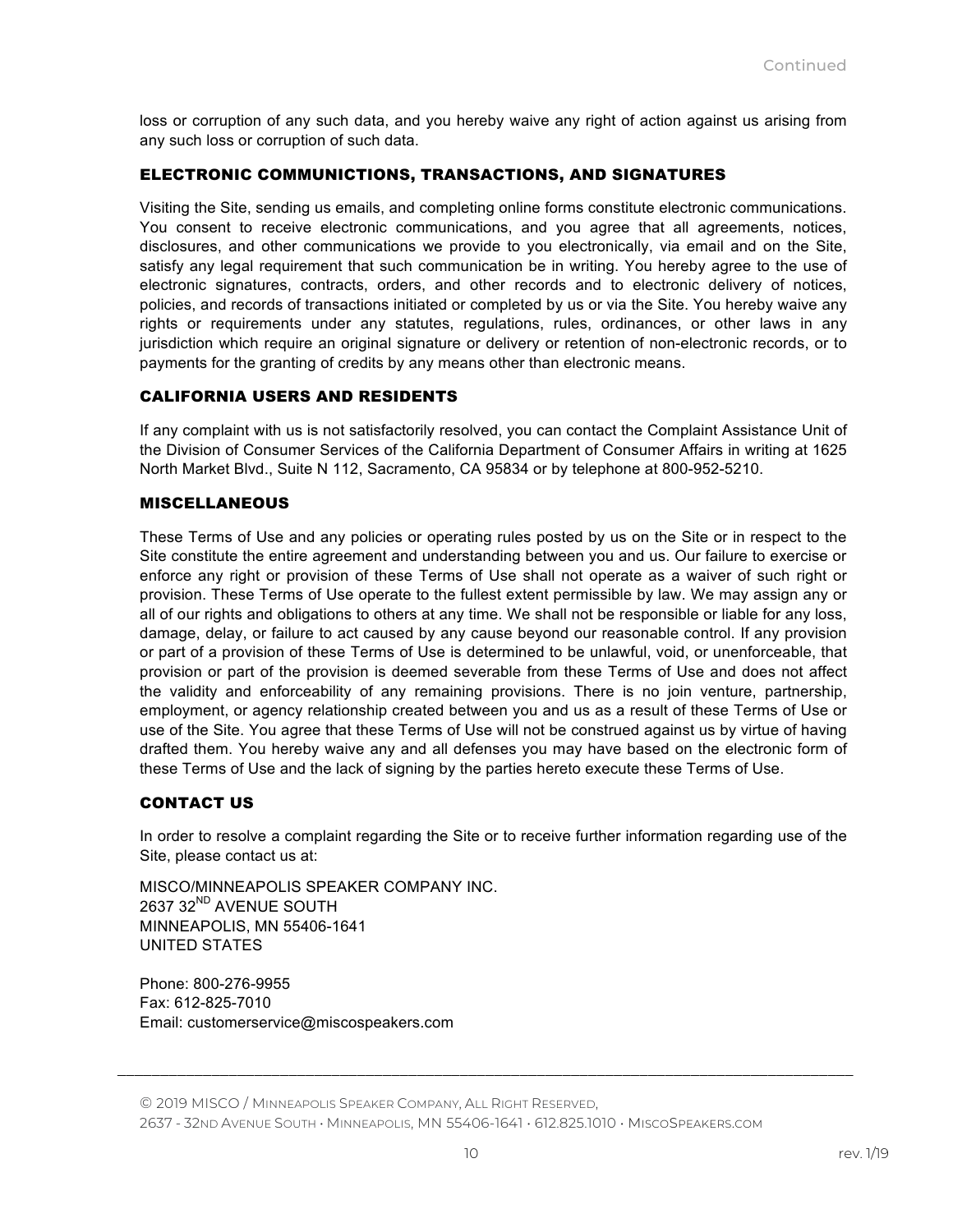loss or corruption of any such data, and you hereby waive any right of action against us arising from any such loss or corruption of such data.

## ELECTRONIC COMMUNICTIONS, TRANSACTIONS, AND SIGNATURES

Visiting the Site, sending us emails, and completing online forms constitute electronic communications. You consent to receive electronic communications, and you agree that all agreements, notices, disclosures, and other communications we provide to you electronically, via email and on the Site, satisfy any legal requirement that such communication be in writing. You hereby agree to the use of electronic signatures, contracts, orders, and other records and to electronic delivery of notices, policies, and records of transactions initiated or completed by us or via the Site. You hereby waive any rights or requirements under any statutes, regulations, rules, ordinances, or other laws in any jurisdiction which require an original signature or delivery or retention of non-electronic records, or to payments for the granting of credits by any means other than electronic means.

## CALIFORNIA USERS AND RESIDENTS

If any complaint with us is not satisfactorily resolved, you can contact the Complaint Assistance Unit of the Division of Consumer Services of the California Department of Consumer Affairs in writing at 1625 North Market Blvd., Suite N 112, Sacramento, CA 95834 or by telephone at 800-952-5210.

## MISCELLANEOUS

These Terms of Use and any policies or operating rules posted by us on the Site or in respect to the Site constitute the entire agreement and understanding between you and us. Our failure to exercise or enforce any right or provision of these Terms of Use shall not operate as a waiver of such right or provision. These Terms of Use operate to the fullest extent permissible by law. We may assign any or all of our rights and obligations to others at any time. We shall not be responsible or liable for any loss, damage, delay, or failure to act caused by any cause beyond our reasonable control. If any provision or part of a provision of these Terms of Use is determined to be unlawful, void, or unenforceable, that provision or part of the provision is deemed severable from these Terms of Use and does not affect the validity and enforceability of any remaining provisions. There is no join venture, partnership, employment, or agency relationship created between you and us as a result of these Terms of Use or use of the Site. You agree that these Terms of Use will not be construed against us by virtue of having drafted them. You hereby waive any and all defenses you may have based on the electronic form of these Terms of Use and the lack of signing by the parties hereto execute these Terms of Use.

## CONTACT US

In order to resolve a complaint regarding the Site or to receive further information regarding use of the Site, please contact us at:

MISCO/MINNEAPOLIS SPEAKER COMPANY INC.
2637 32ND AVENUE SOUTH
MINNEAPOLIS, MN 55406-1641
UNITED STATES

Phone: 800-276-9955
Fax: 612-825-7010
Email: customerservice@miscospeakers.com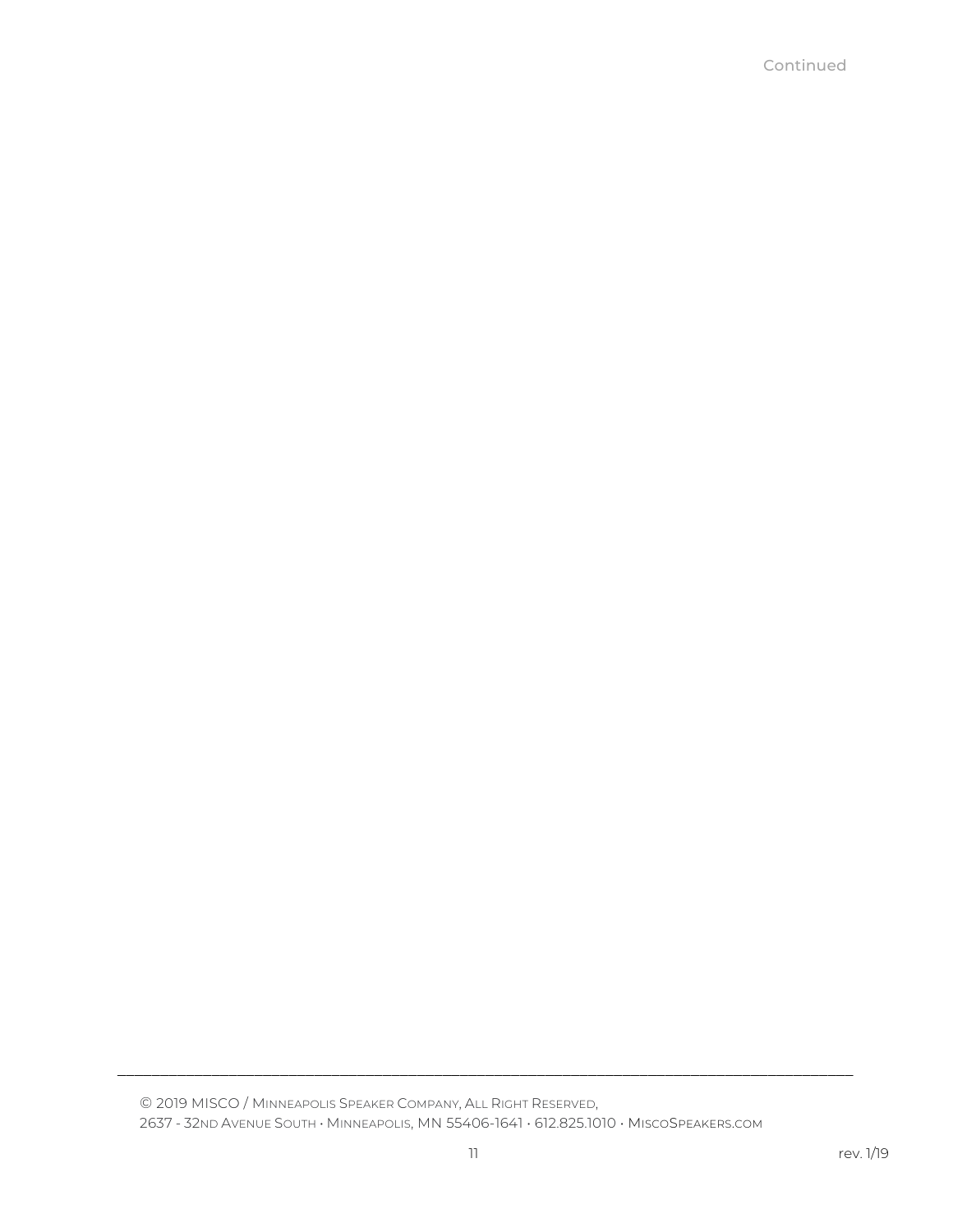Continued